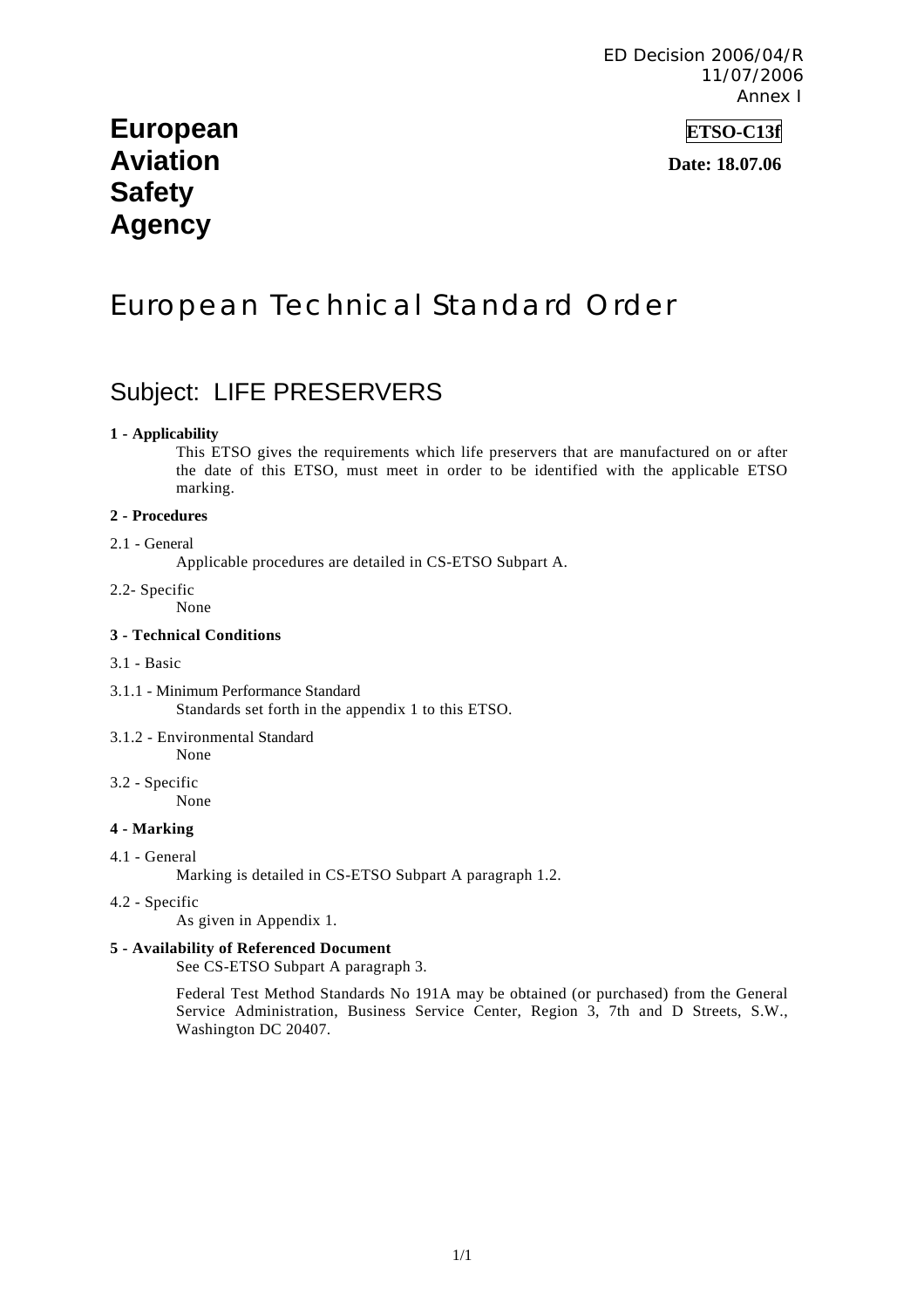ED Decision 2006/04/R
11/07/2006
Annex I

**European Aviation Safety Agency**

**ETSO-C13f**

**Date: 18.07.06**

# European Technical Standard Order

## Subject: LIFE PRESERVERS

**1 - Applicability**

This ETSO gives the requirements which life preservers that are manufactured on or after the date of this ETSO, must meet in order to be identified with the applicable ETSO marking.

**2 - Procedures**

2.1 - General

Applicable procedures are detailed in CS-ETSO Subpart A.

2.2- Specific

None

**3 - Technical Conditions**

3.1 - Basic

3.1.1 - Minimum Performance Standard

Standards set forth in the appendix 1 to this ETSO.

3.1.2 - Environmental Standard

None

3.2 - Specific

None

**4 - Marking**

4.1 - General

Marking is detailed in CS-ETSO Subpart A paragraph 1.2.

4.2 - Specific

As given in Appendix 1.

**5 - Availability of Referenced Document**

See CS-ETSO Subpart A paragraph 3.

Federal Test Method Standards No 191A may be obtained (or purchased) from the General Service Administration, Business Service Center, Region 3, 7th and D Streets, S.W., Washington DC 20407.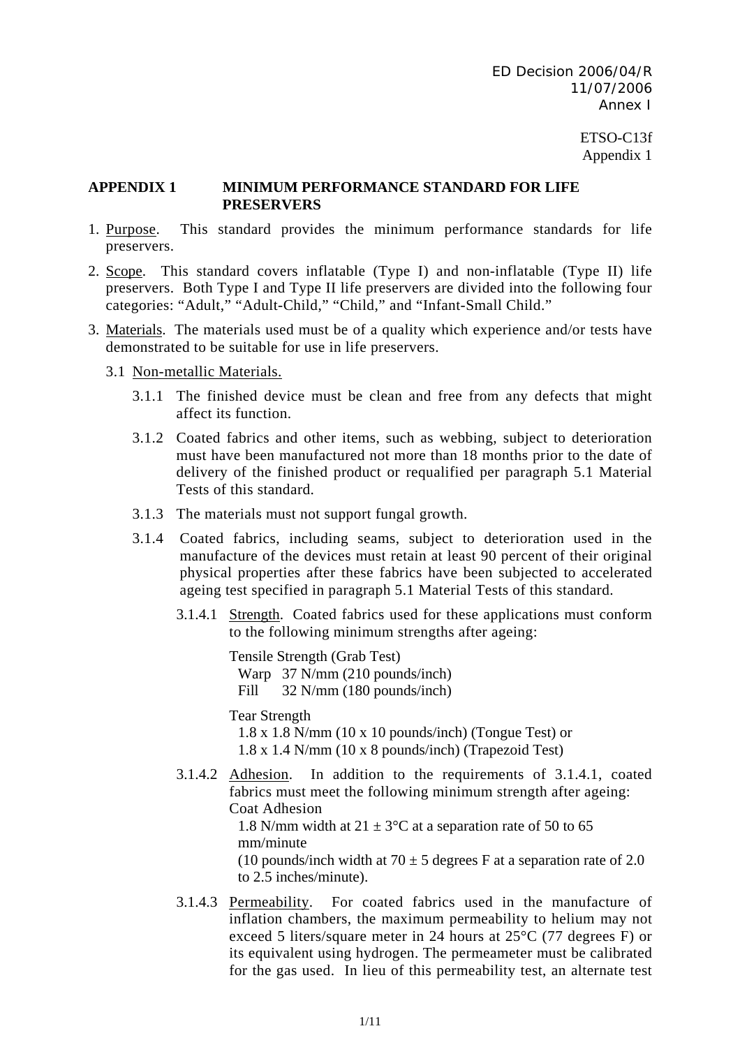ETSO-C13f
Appendix 1

## APPENDIX 1 MINIMUM PERFORMANCE STANDARD FOR LIFE PRESERVERS

1. Purpose. This standard provides the minimum performance standards for life preservers.

2. Scope. This standard covers inflatable (Type I) and non-inflatable (Type II) life preservers. Both Type I and Type II life preservers are divided into the following four categories: "Adult," "Adult-Child," "Child," and "Infant-Small Child."

3. Materials. The materials used must be of a quality which experience and/or tests have demonstrated to be suitable for use in life preservers.

   3.1 Non-metallic Materials.

   3.1.1 The finished device must be clean and free from any defects that might affect its function.

   3.1.2 Coated fabrics and other items, such as webbing, subject to deterioration must have been manufactured not more than 18 months prior to the date of delivery of the finished product or requalified per paragraph 5.1 Material Tests of this standard.

   3.1.3 The materials must not support fungal growth.

   3.1.4 Coated fabrics, including seams, subject to deterioration used in the manufacture of the devices must retain at least 90 percent of their original physical properties after these fabrics have been subjected to accelerated ageing test specified in paragraph 5.1 Material Tests of this standard.

   3.1.4.1 Strength. Coated fabrics used for these applications must conform to the following minimum strengths after ageing:

   Tensile Strength (Grab Test)
   Warp 37 N/mm (210 pounds/inch)
   Fill 32 N/mm (180 pounds/inch)

   Tear Strength
   1.8 x 1.8 N/mm (10 x 10 pounds/inch) (Tongue Test) or
   1.8 x 1.4 N/mm (10 x 8 pounds/inch) (Trapezoid Test)

   3.1.4.2 Adhesion. In addition to the requirements of 3.1.4.1, coated fabrics must meet the following minimum strength after ageing:
   Coat Adhesion
   1.8 N/mm width at $21 \pm 3$°C at a separation rate of 50 to 65 mm/minute
   (10 pounds/inch width at $70 \pm 5$ degrees F at a separation rate of 2.0 to 2.5 inches/minute).

   3.1.4.3 Permeability. For coated fabrics used in the manufacture of inflation chambers, the maximum permeability to helium may not exceed 5 liters/square meter in 24 hours at 25°C (77 degrees F) or its equivalent using hydrogen. The permeameter must be calibrated for the gas used. In lieu of this permeability test, an alternate test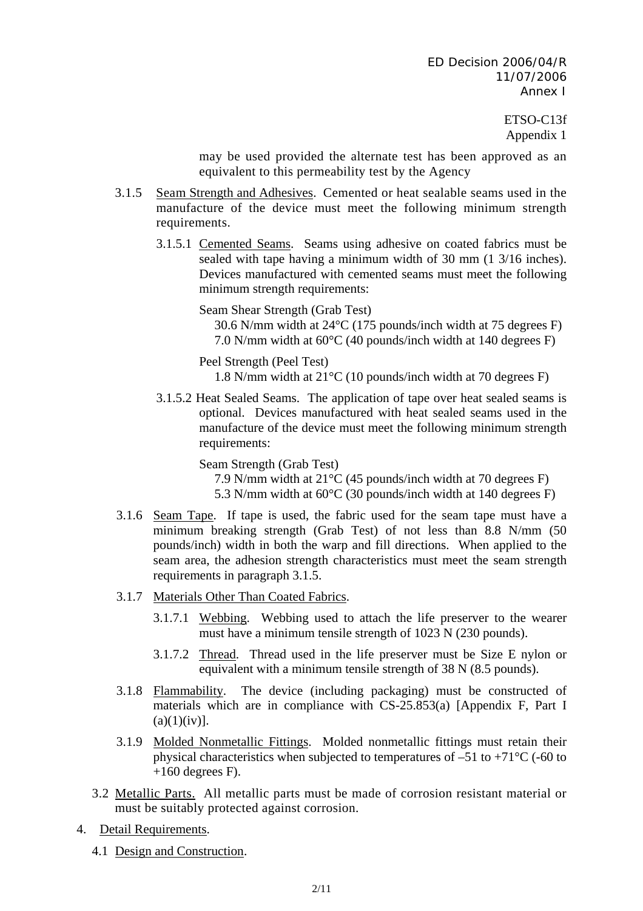may be used provided the alternate test has been approved as an equivalent to this permeability test by the Agency

3.1.5 Seam Strength and Adhesives. Cemented or heat sealable seams used in the manufacture of the device must meet the following minimum strength requirements.

3.1.5.1 Cemented Seams. Seams using adhesive on coated fabrics must be sealed with tape having a minimum width of 30 mm (1 3/16 inches). Devices manufactured with cemented seams must meet the following minimum strength requirements:

Seam Shear Strength (Grab Test)
30.6 N/mm width at 24°C (175 pounds/inch width at 75 degrees F)
7.0 N/mm width at 60°C (40 pounds/inch width at 140 degrees F)

Peel Strength (Peel Test)
1.8 N/mm width at 21°C (10 pounds/inch width at 70 degrees F)

3.1.5.2 Heat Sealed Seams. The application of tape over heat sealed seams is optional. Devices manufactured with heat sealed seams used in the manufacture of the device must meet the following minimum strength requirements:

Seam Strength (Grab Test)
7.9 N/mm width at 21°C (45 pounds/inch width at 70 degrees F)
5.3 N/mm width at 60°C (30 pounds/inch width at 140 degrees F)

3.1.6 Seam Tape. If tape is used, the fabric used for the seam tape must have a minimum breaking strength (Grab Test) of not less than 8.8 N/mm (50 pounds/inch) width in both the warp and fill directions. When applied to the seam area, the adhesion strength characteristics must meet the seam strength requirements in paragraph 3.1.5.

3.1.7 Materials Other Than Coated Fabrics.

3.1.7.1 Webbing. Webbing used to attach the life preserver to the wearer must have a minimum tensile strength of 1023 N (230 pounds).

3.1.7.2 Thread. Thread used in the life preserver must be Size E nylon or equivalent with a minimum tensile strength of 38 N (8.5 pounds).

3.1.8 Flammability. The device (including packaging) must be constructed of materials which are in compliance with CS-25.853(a) [Appendix F, Part I (a)(1)(iv)].

3.1.9 Molded Nonmetallic Fittings. Molded nonmetallic fittings must retain their physical characteristics when subjected to temperatures of –51 to +71°C (-60 to +160 degrees F).

3.2 Metallic Parts. All metallic parts must be made of corrosion resistant material or must be suitably protected against corrosion.

4. Detail Requirements.

4.1 Design and Construction.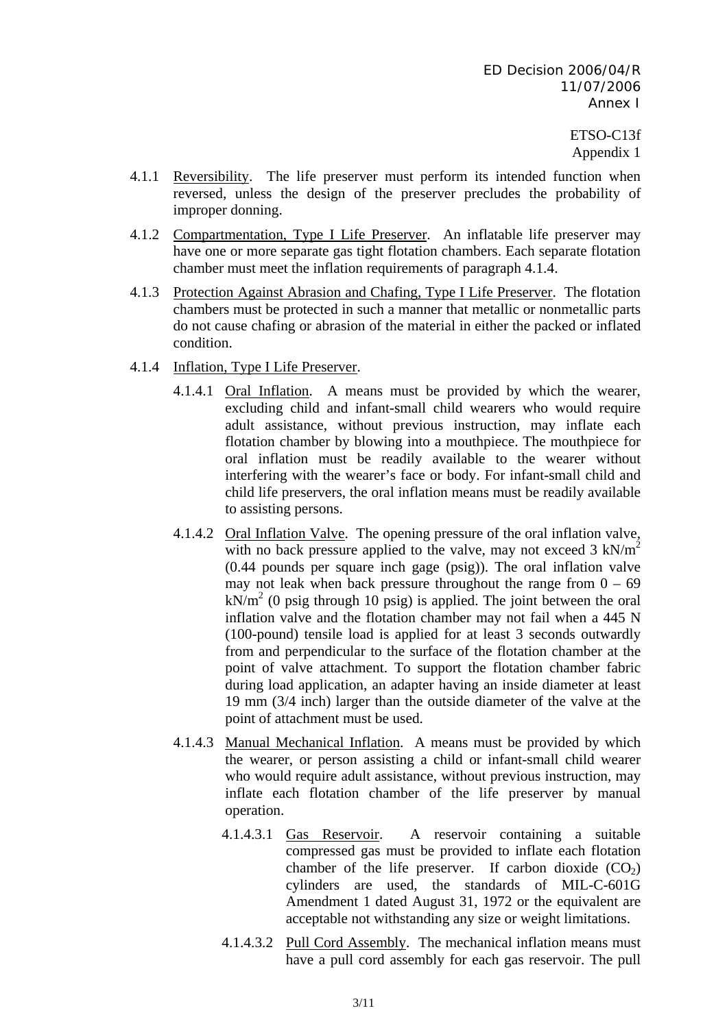4.1.1 Reversibility. The life preserver must perform its intended function when reversed, unless the design of the preserver precludes the probability of improper donning.

4.1.2 Compartmentation, Type I Life Preserver. An inflatable life preserver may have one or more separate gas tight flotation chambers. Each separate flotation chamber must meet the inflation requirements of paragraph 4.1.4.

4.1.3 Protection Against Abrasion and Chafing, Type I Life Preserver. The flotation chambers must be protected in such a manner that metallic or nonmetallic parts do not cause chafing or abrasion of the material in either the packed or inflated condition.

4.1.4 Inflation, Type I Life Preserver.

4.1.4.1 Oral Inflation. A means must be provided by which the wearer, excluding child and infant-small child wearers who would require adult assistance, without previous instruction, may inflate each flotation chamber by blowing into a mouthpiece. The mouthpiece for oral inflation must be readily available to the wearer without interfering with the wearer's face or body. For infant-small child and child life preservers, the oral inflation means must be readily available to assisting persons.

4.1.4.2 Oral Inflation Valve. The opening pressure of the oral inflation valve, with no back pressure applied to the valve, may not exceed 3 $kN/m^2$ (0.44 pounds per square inch gage (psig)). The oral inflation valve may not leak when back pressure throughout the range from 0 – 69 $kN/m^2$ (0 psig through 10 psig) is applied. The joint between the oral inflation valve and the flotation chamber may not fail when a 445 N (100-pound) tensile load is applied for at least 3 seconds outwardly from and perpendicular to the surface of the flotation chamber at the point of valve attachment. To support the flotation chamber fabric during load application, an adapter having an inside diameter at least 19 mm (3/4 inch) larger than the outside diameter of the valve at the point of attachment must be used.

4.1.4.3 Manual Mechanical Inflation. A means must be provided by which the wearer, or person assisting a child or infant-small child wearer who would require adult assistance, without previous instruction, may inflate each flotation chamber of the life preserver by manual operation.

4.1.4.3.1 Gas Reservoir. A reservoir containing a suitable compressed gas must be provided to inflate each flotation chamber of the life preserver. If carbon dioxide ($CO_2$) cylinders are used, the standards of MIL-C-601G Amendment 1 dated August 31, 1972 or the equivalent are acceptable not withstanding any size or weight limitations.

4.1.4.3.2 Pull Cord Assembly. The mechanical inflation means must have a pull cord assembly for each gas reservoir. The pull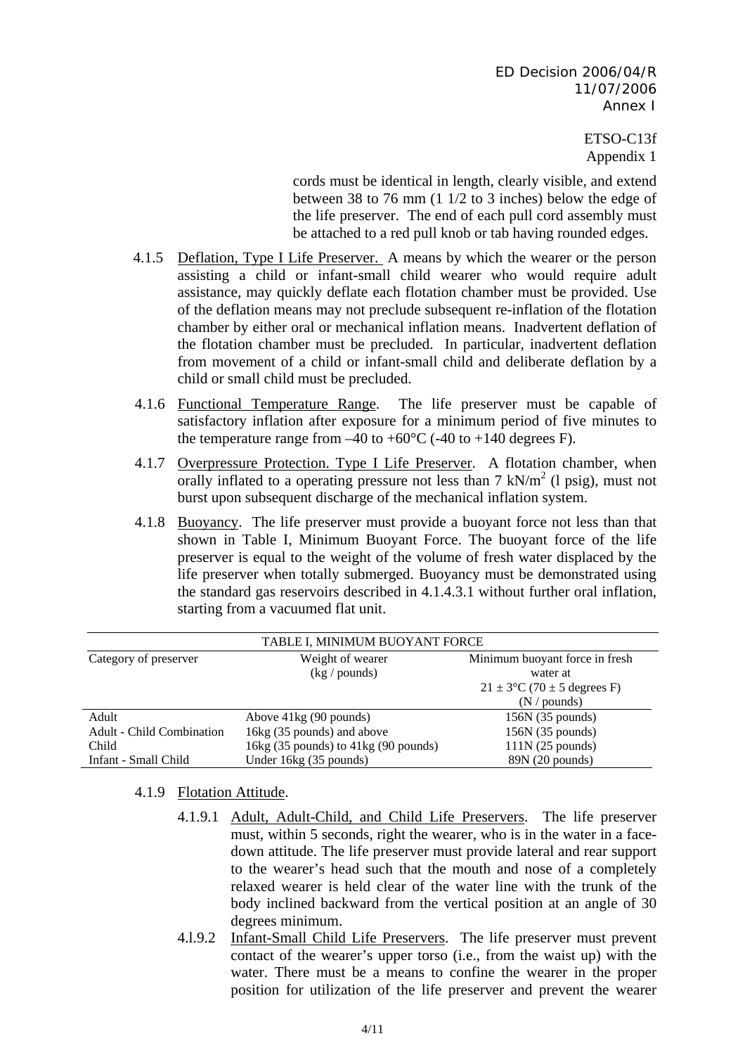cords must be identical in length, clearly visible, and extend between 38 to 76 mm (1 1/2 to 3 inches) below the edge of the life preserver. The end of each pull cord assembly must be attached to a red pull knob or tab having rounded edges.

4.1.5 Deflation, Type I Life Preserver. A means by which the wearer or the person assisting a child or infant-small child wearer who would require adult assistance, may quickly deflate each flotation chamber must be provided. Use of the deflation means may not preclude subsequent re-inflation of the flotation chamber by either oral or mechanical inflation means. Inadvertent deflation of the flotation chamber must be precluded. In particular, inadvertent deflation from movement of a child or infant-small child and deliberate deflation by a child or small child must be precluded.

4.1.6 Functional Temperature Range. The life preserver must be capable of satisfactory inflation after exposure for a minimum period of five minutes to the temperature range from –40 to +60°C (-40 to +140 degrees F).

4.1.7 Overpressure Protection. Type I Life Preserver. A flotation chamber, when orally inflated to a operating pressure not less than 7 $kN/m^2$ (l psig), must not burst upon subsequent discharge of the mechanical inflation system.

4.1.8 Buoyancy. The life preserver must provide a buoyant force not less than that shown in Table I, Minimum Buoyant Force. The buoyant force of the life preserver is equal to the weight of the volume of fresh water displaced by the life preserver when totally submerged. Buoyancy must be demonstrated using the standard gas reservoirs described in 4.1.4.3.1 without further oral inflation, starting from a vacuumed flat unit.

TABLE I, MINIMUM BUOYANT FORCE

| Category of preserver | Weight of wearer (kg / pounds) | Minimum buoyant force in fresh water at 21 ± 3°C (70 ± 5 degrees F) (N / pounds) |
|---|---|---|
| Adult | Above 41kg (90 pounds) | 156N (35 pounds) |
| Adult - Child Combination | 16kg (35 pounds) and above | 156N (35 pounds) |
| Child | 16kg (35 pounds) to 41kg (90 pounds) | 111N (25 pounds) |
| Infant - Small Child | Under 16kg (35 pounds) | 89N (20 pounds) |

4.1.9 Flotation Attitude.

4.1.9.1 Adult, Adult-Child, and Child Life Preservers. The life preserver must, within 5 seconds, right the wearer, who is in the water in a face-down attitude. The life preserver must provide lateral and rear support to the wearer's head such that the mouth and nose of a completely relaxed wearer is held clear of the water line with the trunk of the body inclined backward from the vertical position at an angle of 30 degrees minimum.

4.l.9.2 Infant-Small Child Life Preservers. The life preserver must prevent contact of the wearer's upper torso (i.e., from the waist up) with the water. There must be a means to confine the wearer in the proper position for utilization of the life preserver and prevent the wearer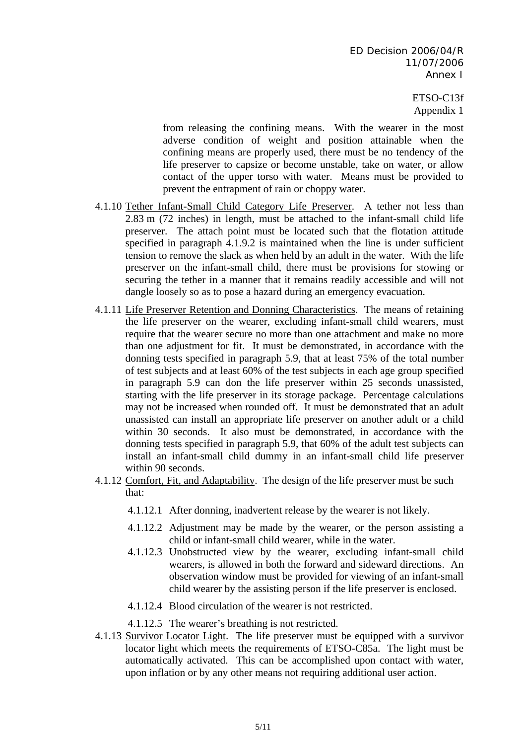from releasing the confining means. With the wearer in the most adverse condition of weight and position attainable when the confining means are properly used, there must be no tendency of the life preserver to capsize or become unstable, take on water, or allow contact of the upper torso with water. Means must be provided to prevent the entrapment of rain or choppy water.

4.1.10 Tether Infant-Small Child Category Life Preserver. A tether not less than 2.83 m (72 inches) in length, must be attached to the infant-small child life preserver. The attach point must be located such that the flotation attitude specified in paragraph 4.1.9.2 is maintained when the line is under sufficient tension to remove the slack as when held by an adult in the water. With the life preserver on the infant-small child, there must be provisions for stowing or securing the tether in a manner that it remains readily accessible and will not dangle loosely so as to pose a hazard during an emergency evacuation.

4.1.11 Life Preserver Retention and Donning Characteristics. The means of retaining the life preserver on the wearer, excluding infant-small child wearers, must require that the wearer secure no more than one attachment and make no more than one adjustment for fit. It must be demonstrated, in accordance with the donning tests specified in paragraph 5.9, that at least 75% of the total number of test subjects and at least 60% of the test subjects in each age group specified in paragraph 5.9 can don the life preserver within 25 seconds unassisted, starting with the life preserver in its storage package. Percentage calculations may not be increased when rounded off. It must be demonstrated that an adult unassisted can install an appropriate life preserver on another adult or a child within 30 seconds. It also must be demonstrated, in accordance with the donning tests specified in paragraph 5.9, that 60% of the adult test subjects can install an infant-small child dummy in an infant-small child life preserver within 90 seconds.

4.1.12 Comfort, Fit, and Adaptability. The design of the life preserver must be such that:

4.1.12.1 After donning, inadvertent release by the wearer is not likely.

4.1.12.2 Adjustment may be made by the wearer, or the person assisting a child or infant-small child wearer, while in the water.

4.1.12.3 Unobstructed view by the wearer, excluding infant-small child wearers, is allowed in both the forward and sideward directions. An observation window must be provided for viewing of an infant-small child wearer by the assisting person if the life preserver is enclosed.

4.1.12.4 Blood circulation of the wearer is not restricted.

4.1.12.5 The wearer's breathing is not restricted.

4.1.13 Survivor Locator Light. The life preserver must be equipped with a survivor locator light which meets the requirements of ETSO-C85a. The light must be automatically activated. This can be accomplished upon contact with water, upon inflation or by any other means not requiring additional user action.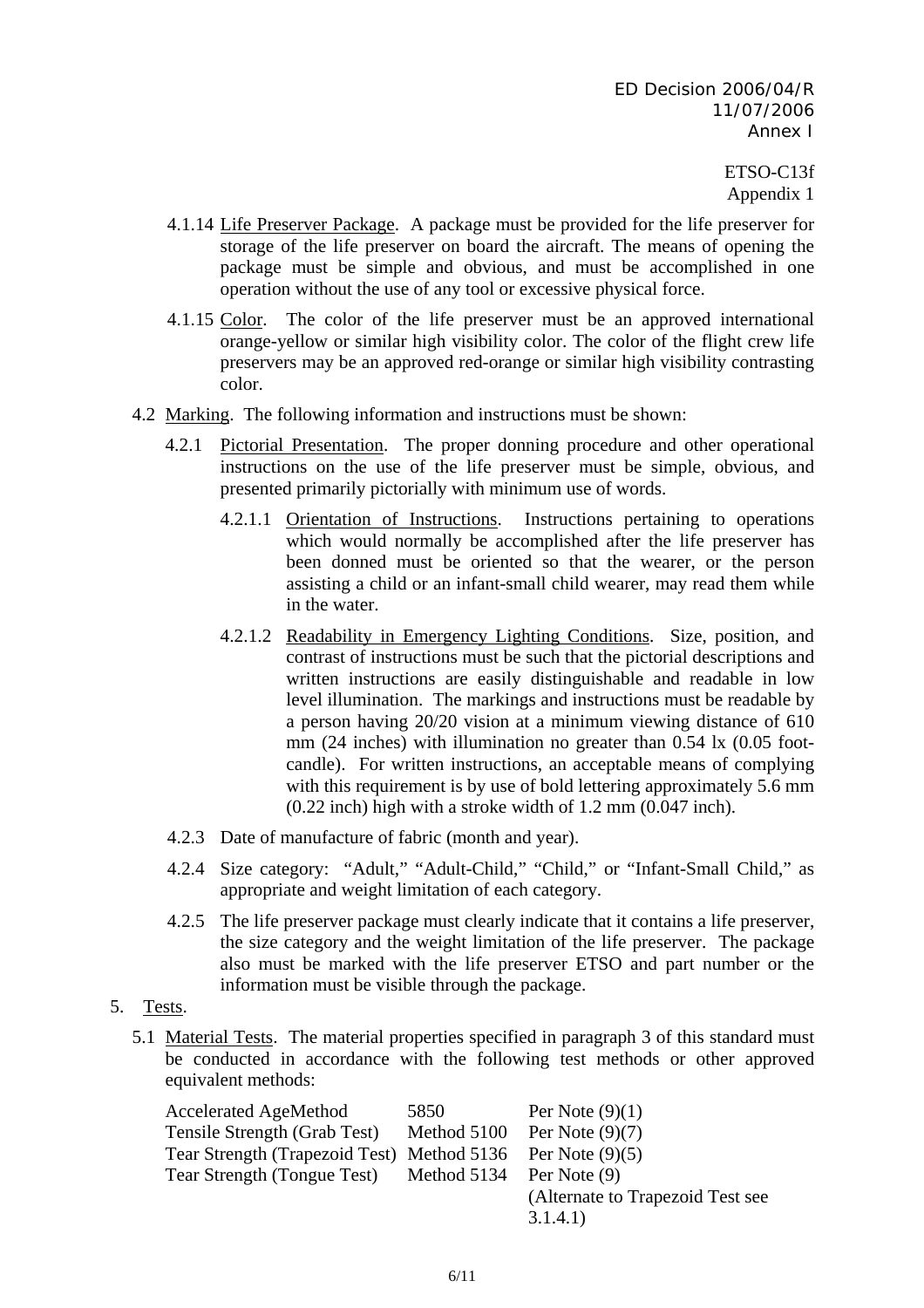4.1.14 Life Preserver Package. A package must be provided for the life preserver for storage of the life preserver on board the aircraft. The means of opening the package must be simple and obvious, and must be accomplished in one operation without the use of any tool or excessive physical force.

4.1.15 Color. The color of the life preserver must be an approved international orange-yellow or similar high visibility color. The color of the flight crew life preservers may be an approved red-orange or similar high visibility contrasting color.

4.2 Marking. The following information and instructions must be shown:

4.2.1 Pictorial Presentation. The proper donning procedure and other operational instructions on the use of the life preserver must be simple, obvious, and presented primarily pictorially with minimum use of words.

4.2.1.1 Orientation of Instructions. Instructions pertaining to operations which would normally be accomplished after the life preserver has been donned must be oriented so that the wearer, or the person assisting a child or an infant-small child wearer, may read them while in the water.

4.2.1.2 Readability in Emergency Lighting Conditions. Size, position, and contrast of instructions must be such that the pictorial descriptions and written instructions are easily distinguishable and readable in low level illumination. The markings and instructions must be readable by a person having 20/20 vision at a minimum viewing distance of 610 mm (24 inches) with illumination no greater than 0.54 lx (0.05 foot-candle). For written instructions, an acceptable means of complying with this requirement is by use of bold lettering approximately 5.6 mm (0.22 inch) high with a stroke width of 1.2 mm (0.047 inch).

4.2.3 Date of manufacture of fabric (month and year).

4.2.4 Size category: "Adult," "Adult-Child," "Child," or "Infant-Small Child," as appropriate and weight limitation of each category.

4.2.5 The life preserver package must clearly indicate that it contains a life preserver, the size category and the weight limitation of the life preserver. The package also must be marked with the life preserver ETSO and part number or the information must be visible through the package.

5. Tests.

5.1 Material Tests. The material properties specified in paragraph 3 of this standard must be conducted in accordance with the following test methods or other approved equivalent methods:

| | | |
|---|---|---|
| Accelerated AgeMethod | 5850 | Per Note (9)(1) |
| Tensile Strength (Grab Test) | Method 5100 | Per Note (9)(7) |
| Tear Strength (Trapezoid Test) | Method 5136 | Per Note (9)(5) |
| Tear Strength (Tongue Test) | Method 5134 | Per Note (9) (Alternate to Trapezoid Test see 3.1.4.1) |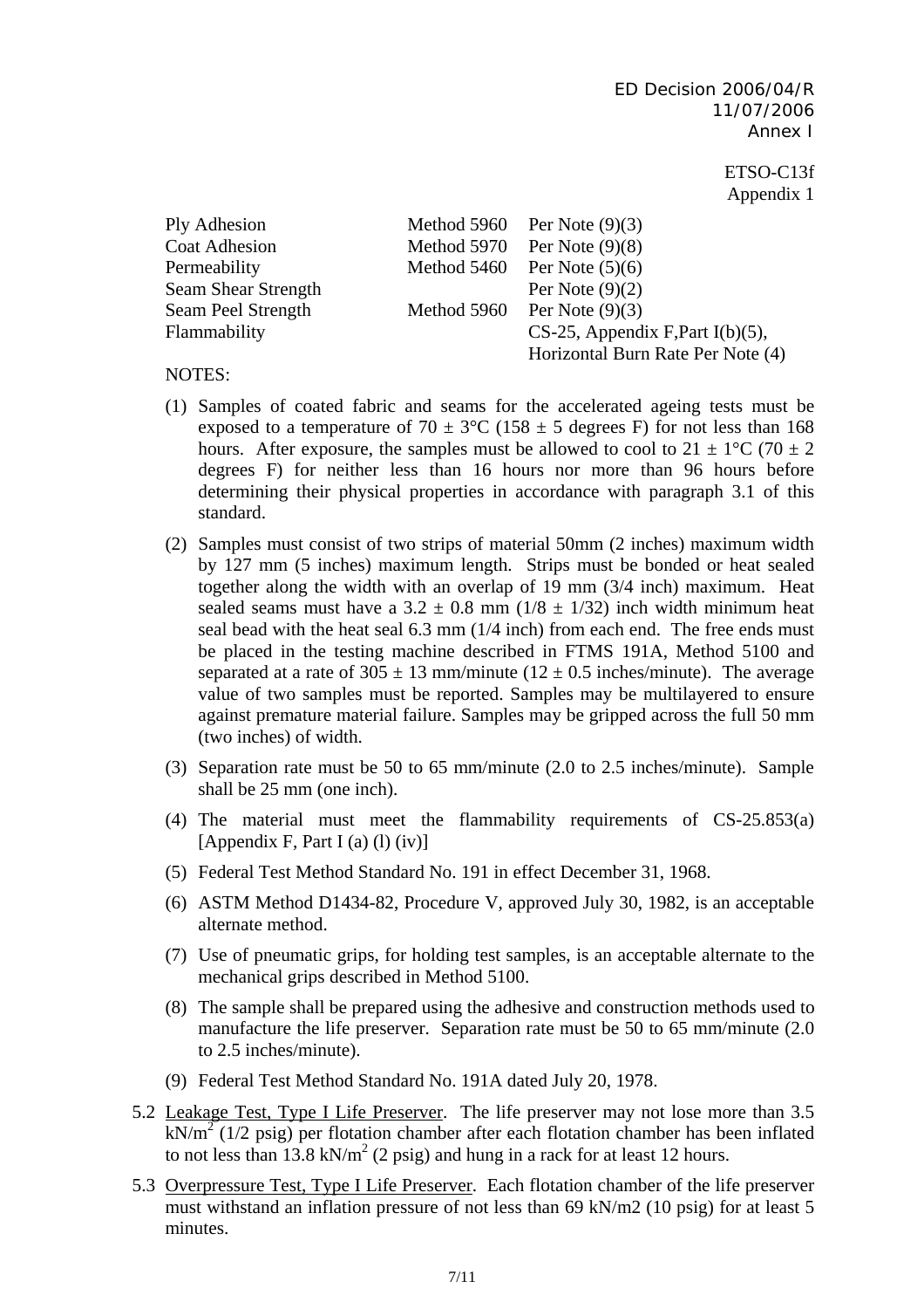| | | |
|---|---|---|
| Ply Adhesion | Method 5960 | Per Note (9)(3) |
| Coat Adhesion | Method 5970 | Per Note (9)(8) |
| Permeability | Method 5460 | Per Note (5)(6) |
| Seam Shear Strength | | Per Note (9)(2) |
| Seam Peel Strength | Method 5960 | Per Note (9)(3) |
| Flammability | | CS-25, Appendix F,Part I(b)(5), Horizontal Burn Rate Per Note (4) |

NOTES:

(1) Samples of coated fabric and seams for the accelerated ageing tests must be exposed to a temperature of 70 ± 3°C (158 ± 5 degrees F) for not less than 168 hours. After exposure, the samples must be allowed to cool to 21 ± 1°C (70 ± 2 degrees F) for neither less than 16 hours nor more than 96 hours before determining their physical properties in accordance with paragraph 3.1 of this standard.

(2) Samples must consist of two strips of material 50mm (2 inches) maximum width by 127 mm (5 inches) maximum length. Strips must be bonded or heat sealed together along the width with an overlap of 19 mm (3/4 inch) maximum. Heat sealed seams must have a 3.2 ± 0.8 mm (1/8 ± 1/32) inch width minimum heat seal bead with the heat seal 6.3 mm (1/4 inch) from each end. The free ends must be placed in the testing machine described in FTMS 191A, Method 5100 and separated at a rate of 305 ± 13 mm/minute (12 ± 0.5 inches/minute). The average value of two samples must be reported. Samples may be multilayered to ensure against premature material failure. Samples may be gripped across the full 50 mm (two inches) of width.

(3) Separation rate must be 50 to 65 mm/minute (2.0 to 2.5 inches/minute). Sample shall be 25 mm (one inch).

(4) The material must meet the flammability requirements of CS-25.853(a) [Appendix F, Part I (a) (l) (iv)]

(5) Federal Test Method Standard No. 191 in effect December 31, 1968.

(6) ASTM Method D1434-82, Procedure V, approved July 30, 1982, is an acceptable alternate method.

(7) Use of pneumatic grips, for holding test samples, is an acceptable alternate to the mechanical grips described in Method 5100.

(8) The sample shall be prepared using the adhesive and construction methods used to manufacture the life preserver. Separation rate must be 50 to 65 mm/minute (2.0 to 2.5 inches/minute).

(9) Federal Test Method Standard No. 191A dated July 20, 1978.

5.2 Leakage Test, Type I Life Preserver. The life preserver may not lose more than 3.5 $kN/m^2$ (1/2 psig) per flotation chamber after each flotation chamber has been inflated to not less than 13.8 $kN/m^2$ (2 psig) and hung in a rack for at least 12 hours.

5.3 Overpressure Test, Type I Life Preserver. Each flotation chamber of the life preserver must withstand an inflation pressure of not less than 69 kN/m2 (10 psig) for at least 5 minutes.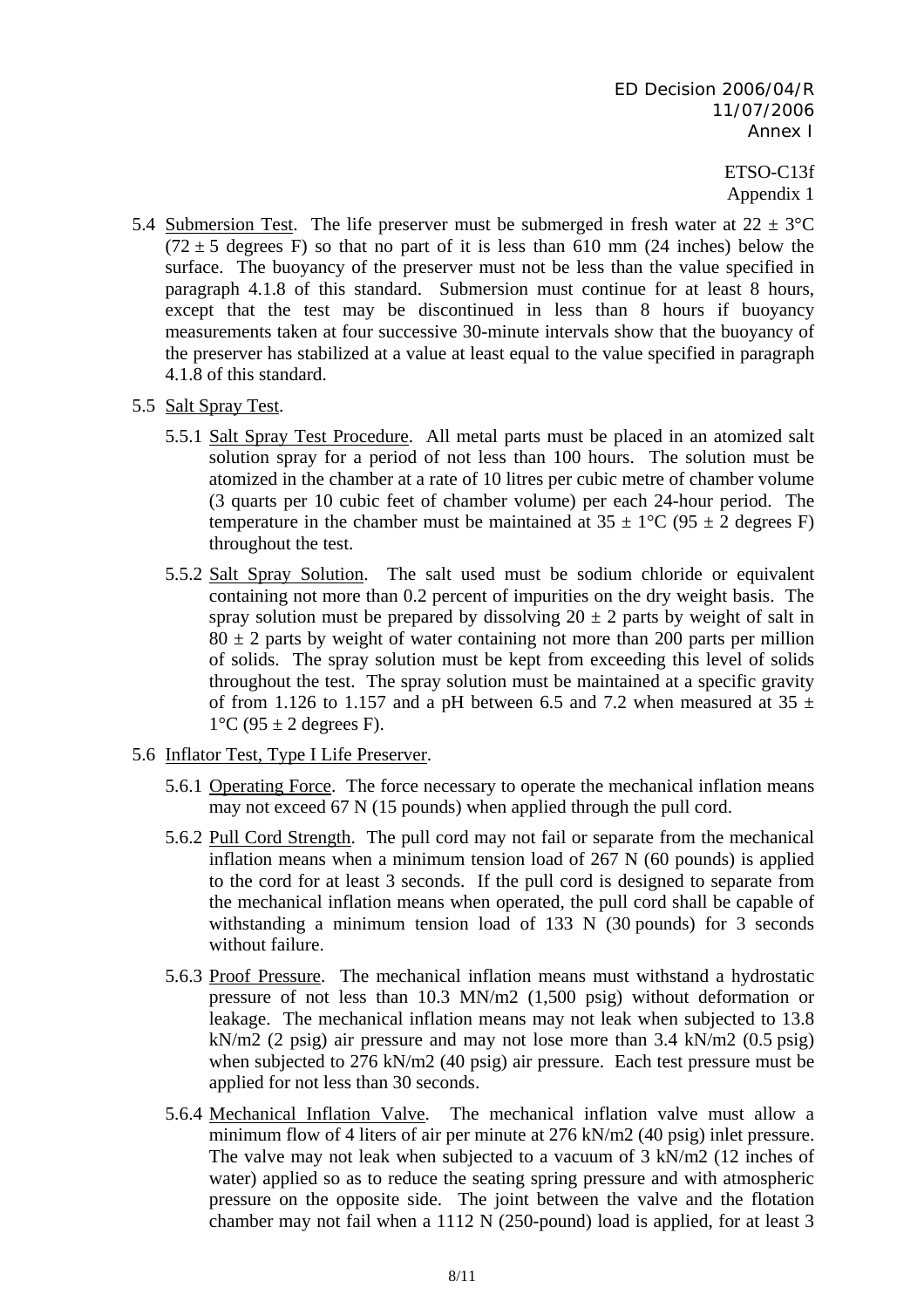5.4 Submersion Test. The life preserver must be submerged in fresh water at 22 ± 3°C (72 ± 5 degrees F) so that no part of it is less than 610 mm (24 inches) below the surface. The buoyancy of the preserver must not be less than the value specified in paragraph 4.1.8 of this standard. Submersion must continue for at least 8 hours, except that the test may be discontinued in less than 8 hours if buoyancy measurements taken at four successive 30-minute intervals show that the buoyancy of the preserver has stabilized at a value at least equal to the value specified in paragraph 4.1.8 of this standard.

5.5 Salt Spray Test.

5.5.1 Salt Spray Test Procedure. All metal parts must be placed in an atomized salt solution spray for a period of not less than 100 hours. The solution must be atomized in the chamber at a rate of 10 litres per cubic metre of chamber volume (3 quarts per 10 cubic feet of chamber volume) per each 24-hour period. The temperature in the chamber must be maintained at 35 ± 1°C (95 ± 2 degrees F) throughout the test.

5.5.2 Salt Spray Solution. The salt used must be sodium chloride or equivalent containing not more than 0.2 percent of impurities on the dry weight basis. The spray solution must be prepared by dissolving 20 ± 2 parts by weight of salt in 80 ± 2 parts by weight of water containing not more than 200 parts per million of solids. The spray solution must be kept from exceeding this level of solids throughout the test. The spray solution must be maintained at a specific gravity of from 1.126 to 1.157 and a pH between 6.5 and 7.2 when measured at 35 ± 1°C (95 ± 2 degrees F).

5.6 Inflator Test, Type I Life Preserver.

5.6.1 Operating Force. The force necessary to operate the mechanical inflation means may not exceed 67 N (15 pounds) when applied through the pull cord.

5.6.2 Pull Cord Strength. The pull cord may not fail or separate from the mechanical inflation means when a minimum tension load of 267 N (60 pounds) is applied to the cord for at least 3 seconds. If the pull cord is designed to separate from the mechanical inflation means when operated, the pull cord shall be capable of withstanding a minimum tension load of 133 N (30 pounds) for 3 seconds without failure.

5.6.3 Proof Pressure. The mechanical inflation means must withstand a hydrostatic pressure of not less than 10.3 MN/m2 (1,500 psig) without deformation or leakage. The mechanical inflation means may not leak when subjected to 13.8 kN/m2 (2 psig) air pressure and may not lose more than 3.4 kN/m2 (0.5 psig) when subjected to 276 kN/m2 (40 psig) air pressure. Each test pressure must be applied for not less than 30 seconds.

5.6.4 Mechanical Inflation Valve. The mechanical inflation valve must allow a minimum flow of 4 liters of air per minute at 276 kN/m2 (40 psig) inlet pressure. The valve may not leak when subjected to a vacuum of 3 kN/m2 (12 inches of water) applied so as to reduce the seating spring pressure and with atmospheric pressure on the opposite side. The joint between the valve and the flotation chamber may not fail when a 1112 N (250-pound) load is applied, for at least 3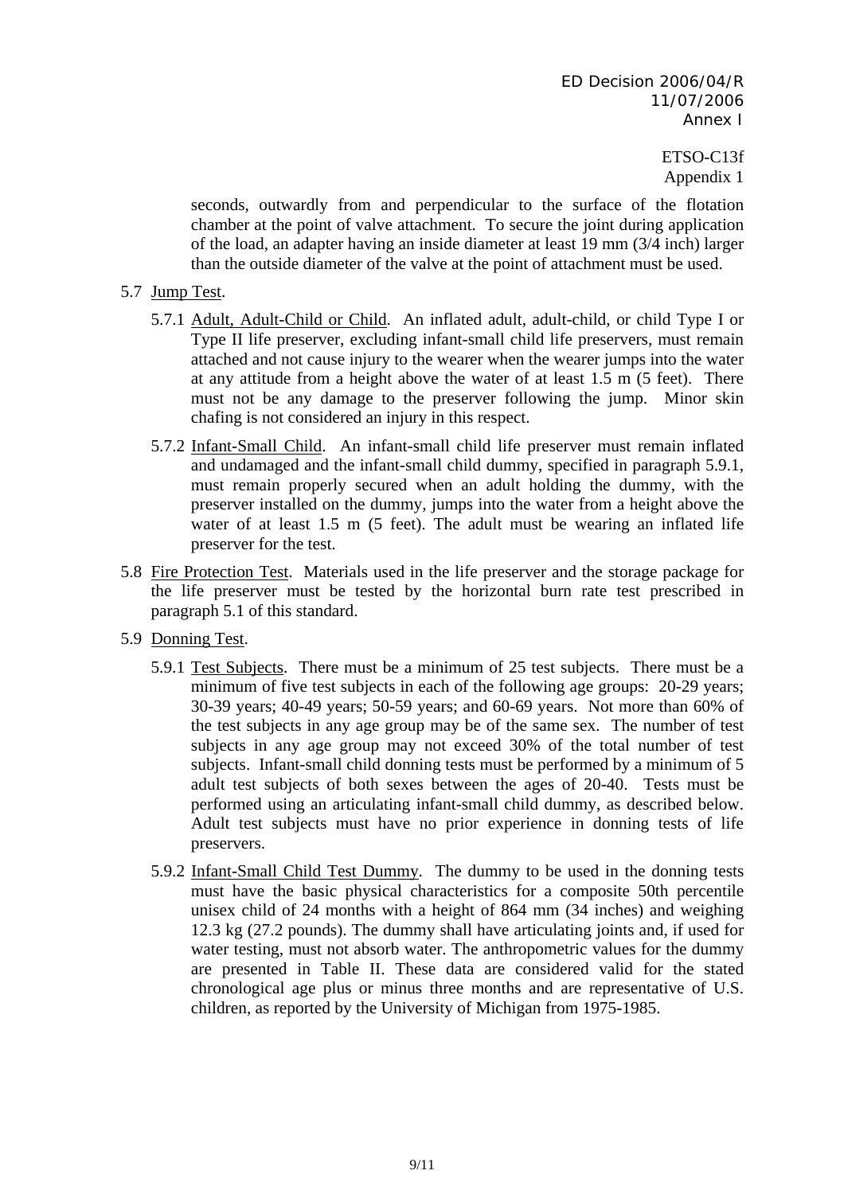seconds, outwardly from and perpendicular to the surface of the flotation chamber at the point of valve attachment. To secure the joint during application of the load, an adapter having an inside diameter at least 19 mm (3/4 inch) larger than the outside diameter of the valve at the point of attachment must be used.

5.7 Jump Test.

5.7.1 Adult, Adult-Child or Child. An inflated adult, adult-child, or child Type I or Type II life preserver, excluding infant-small child life preservers, must remain attached and not cause injury to the wearer when the wearer jumps into the water at any attitude from a height above the water of at least 1.5 m (5 feet). There must not be any damage to the preserver following the jump. Minor skin chafing is not considered an injury in this respect.

5.7.2 Infant-Small Child. An infant-small child life preserver must remain inflated and undamaged and the infant-small child dummy, specified in paragraph 5.9.1, must remain properly secured when an adult holding the dummy, with the preserver installed on the dummy, jumps into the water from a height above the water of at least 1.5 m (5 feet). The adult must be wearing an inflated life preserver for the test.

5.8 Fire Protection Test. Materials used in the life preserver and the storage package for the life preserver must be tested by the horizontal burn rate test prescribed in paragraph 5.1 of this standard.

5.9 Donning Test.

5.9.1 Test Subjects. There must be a minimum of 25 test subjects. There must be a minimum of five test subjects in each of the following age groups: 20-29 years; 30-39 years; 40-49 years; 50-59 years; and 60-69 years. Not more than 60% of the test subjects in any age group may be of the same sex. The number of test subjects in any age group may not exceed 30% of the total number of test subjects. Infant-small child donning tests must be performed by a minimum of 5 adult test subjects of both sexes between the ages of 20-40. Tests must be performed using an articulating infant-small child dummy, as described below. Adult test subjects must have no prior experience in donning tests of life preservers.

5.9.2 Infant-Small Child Test Dummy. The dummy to be used in the donning tests must have the basic physical characteristics for a composite 50th percentile unisex child of 24 months with a height of 864 mm (34 inches) and weighing 12.3 kg (27.2 pounds). The dummy shall have articulating joints and, if used for water testing, must not absorb water. The anthropometric values for the dummy are presented in Table II. These data are considered valid for the stated chronological age plus or minus three months and are representative of U.S. children, as reported by the University of Michigan from 1975-1985.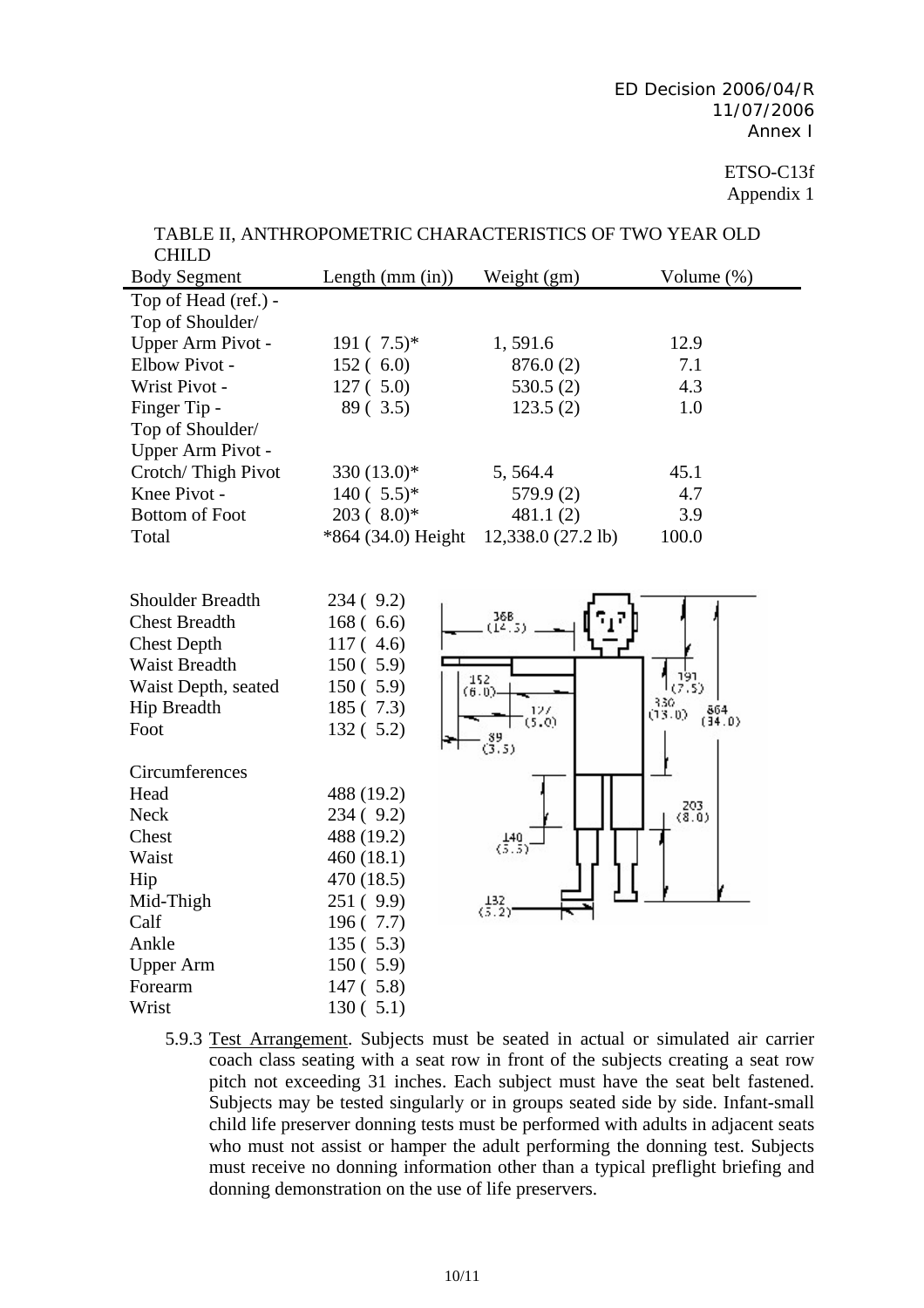TABLE II, ANTHROPOMETRIC CHARACTERISTICS OF TWO YEAR OLD CHILD

| Body Segment | Length (mm (in)) | Weight (gm) | Volume (%) |
|---|---|---|---|
| Top of Head (ref.) - | | | |
| Top of Shoulder/ Upper Arm Pivot - | 191 ( 7.5)* | 1, 591.6 | 12.9 |
| Elbow Pivot - | 152 ( 6.0) | 876.0 (2) | 7.1 |
| Wrist Pivot - | 127 ( 5.0) | 530.5 (2) | 4.3 |
| Finger Tip - | 89 ( 3.5) | 123.5 (2) | 1.0 |
| Top of Shoulder/ Upper Arm Pivot - | | | |
| Crotch/ Thigh Pivot | 330 (13.0)* | 5, 564.4 | 45.1 |
| Knee Pivot - | 140 ( 5.5)* | 579.9 (2) | 4.7 |
| Bottom of Foot | 203 ( 8.0)* | 481.1 (2) | 3.9 |
| Total | *864 (34.0) Height | 12,338.0 (27.2 lb) | 100.0 |

| | |
|---|---|
| Shoulder Breadth | 234 ( 9.2) |
| Chest Breadth | 168 ( 6.6) |
| Chest Depth | 117 ( 4.6) |
| Waist Breadth | 150 ( 5.9) |
| Waist Depth, seated | 150 ( 5.9) |
| Hip Breadth | 185 ( 7.3) |
| Foot | 132 ( 5.2) |
| **Circumferences** | |
| Head | 488 (19.2) |
| Neck | 234 ( 9.2) |
| Chest | 488 (19.2) |
| Waist | 460 (18.1) |
| Hip | 470 (18.5) |
| Mid-Thigh | 251 ( 9.9) |
| Calf | 196 ( 7.7) |
| Ankle | 135 ( 5.3) |
| Upper Arm | 150 ( 5.9) |
| Forearm | 147 ( 5.8) |
| Wrist | 130 ( 5.1) |

368 (14.5) 152 (6.0) 127 (5.0) 89 (3.5) 191 (7.5) 330 (13.0) 864 (34.0) 203 (8.0) 140 (5.5) 132 (5.2)

5.9.3 Test Arrangement. Subjects must be seated in actual or simulated air carrier coach class seating with a seat row in front of the subjects creating a seat row pitch not exceeding 31 inches. Each subject must have the seat belt fastened. Subjects may be tested singularly or in groups seated side by side. Infant-small child life preserver donning tests must be performed with adults in adjacent seats who must not assist or hamper the adult performing the donning test. Subjects must receive no donning information other than a typical preflight briefing and donning demonstration on the use of life preservers.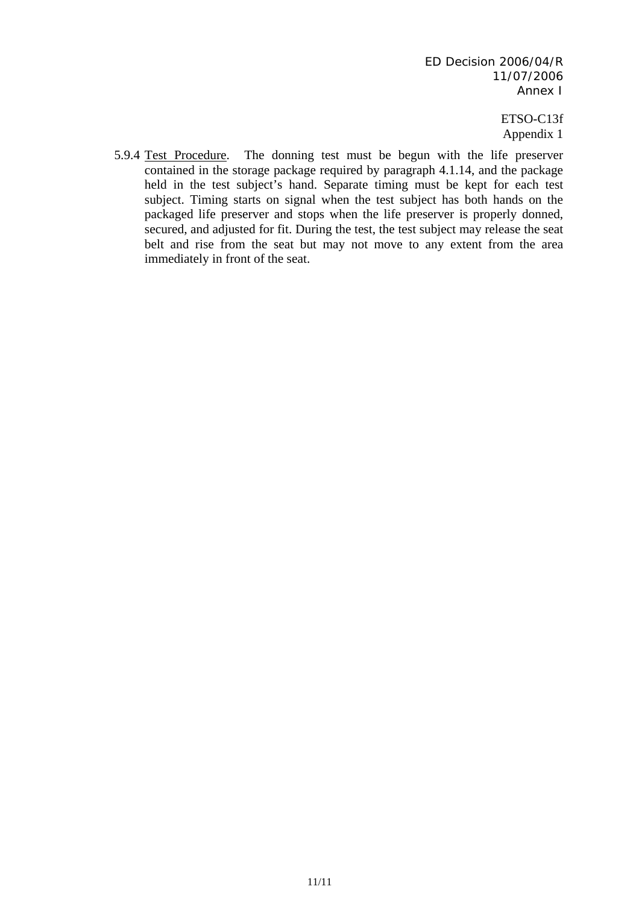5.9.4 Test Procedure. The donning test must be begun with the life preserver contained in the storage package required by paragraph 4.1.14, and the package held in the test subject's hand. Separate timing must be kept for each test subject. Timing starts on signal when the test subject has both hands on the packaged life preserver and stops when the life preserver is properly donned, secured, and adjusted for fit. During the test, the test subject may release the seat belt and rise from the seat but may not move to any extent from the area immediately in front of the seat.